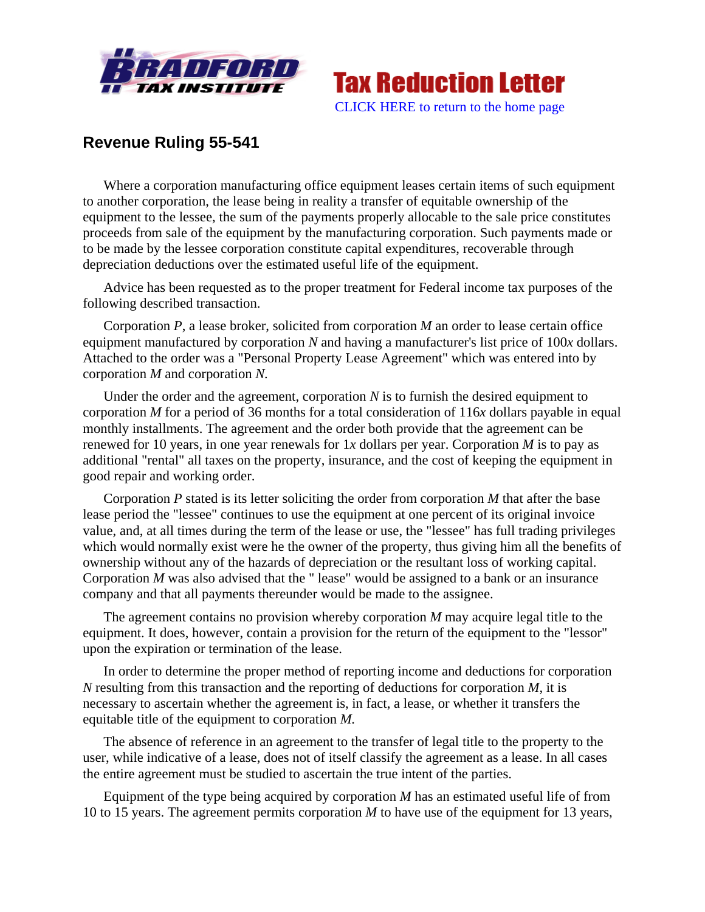## Revenue Ruling 55-541

Where a corporation manufacturing office equipment leases certain items of such equipment to another corporation, the lease being in reality a transfer of equitable ownership of the equipment to the lessee, the sum of the payments properly allocable to the sale price constitutes proceeds from sale of the equipment by the manufacturing corporation. Such payments made or to be made by the lessee corporation constitute capital expenditures, recoverable through depreciation deductions over the estimated useful life of the equipment.

Advice has been requested as to the proper treatment for Federal income tax purposes of the following described transaction.

Corporation *P*, a lease broker, solicited from corporation *M* an order to lease certain office equipment manufactured by corporation *N* and having a manufacturer's list price of 100*x* dollars. Attached to the order was a "Personal Property Lease Agreement" which was entered into by corporation *M* and corporation *N*.

Under the order and the agreement, corporation *N* is to furnish the desired equipment to corporation *M* for a period of 36 months for a total consideration of 116*x* dollars payable in equal monthly installments. The agreement and the order both provide that the agreement can be renewed for 10 years, in one year renewals for 1*x* dollars per year. Corporation *M* is to pay as additional "rental" all taxes on the property, insurance, and the cost of keeping the equipment in good repair and working order.

Corporation *P* stated is its letter soliciting the order from corporation *M* that after the base lease period the "lessee" continues to use the equipment at one percent of its original invoice value, and, at all times during the term of the lease or use, the "lessee" has full trading privileges which would normally exist were he the owner of the property, thus giving him all the benefits of ownership without any of the hazards of depreciation or the resultant loss of working capital. Corporation *M* was also advised that the " lease" would be assigned to a bank or an insurance company and that all payments thereunder would be made to the assignee.

The agreement contains no provision whereby corporation *M* may acquire legal title to the equipment. It does, however, contain a provision for the return of the equipment to the "lessor" upon the expiration or termination of the lease.

In order to determine the proper method of reporting income and deductions for corporation *N* resulting from this transaction and the reporting of deductions for corporation *M*, it is necessary to ascertain whether the agreement is, in fact, a lease, or whether it transfers the equitable title of the equipment to corporation *M*.

The absence of reference in an agreement to the transfer of legal title to the property to the user, while indicative of a lease, does not of itself classify the agreement as a lease. In all cases the entire agreement must be studied to ascertain the true intent of the parties.

Equipment of the type being acquired by corporation *M* has an estimated useful life of from 10 to 15 years. The agreement permits corporation *M* to have use of the equipment for 13 years,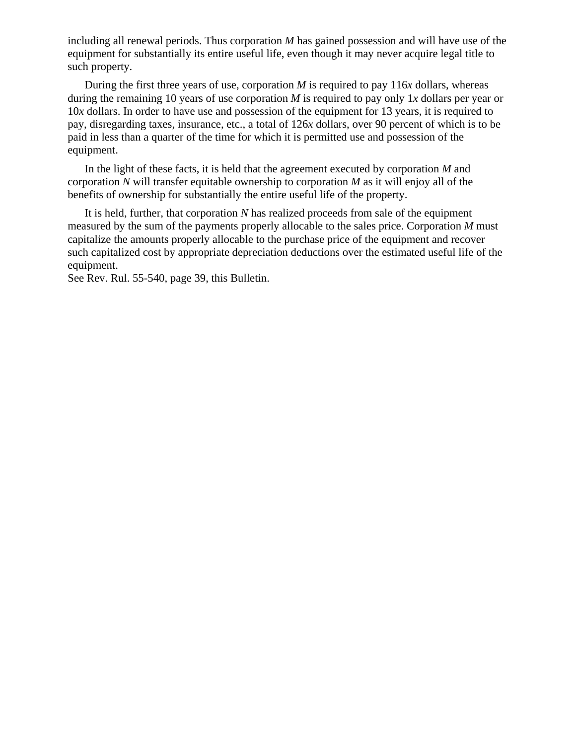including all renewal periods. Thus corporation *M* has gained possession and will have use of the equipment for substantially its entire useful life, even though it may never acquire legal title to such property.

During the first three years of use, corporation *M* is required to pay 116*x* dollars, whereas during the remaining 10 years of use corporation *M* is required to pay only 1*x* dollars per year or 10*x* dollars. In order to have use and possession of the equipment for 13 years, it is required to pay, disregarding taxes, insurance, etc., a total of 126*x* dollars, over 90 percent of which is to be paid in less than a quarter of the time for which it is permitted use and possession of the equipment.

In the light of these facts, it is held that the agreement executed by corporation *M* and corporation *N* will transfer equitable ownership to corporation *M* as it will enjoy all of the benefits of ownership for substantially the entire useful life of the property.

It is held, further, that corporation *N* has realized proceeds from sale of the equipment measured by the sum of the payments properly allocable to the sales price. Corporation *M* must capitalize the amounts properly allocable to the purchase price of the equipment and recover such capitalized cost by appropriate depreciation deductions over the estimated useful life of the equipment.

See Rev. Rul. 55-540, page 39, this Bulletin.